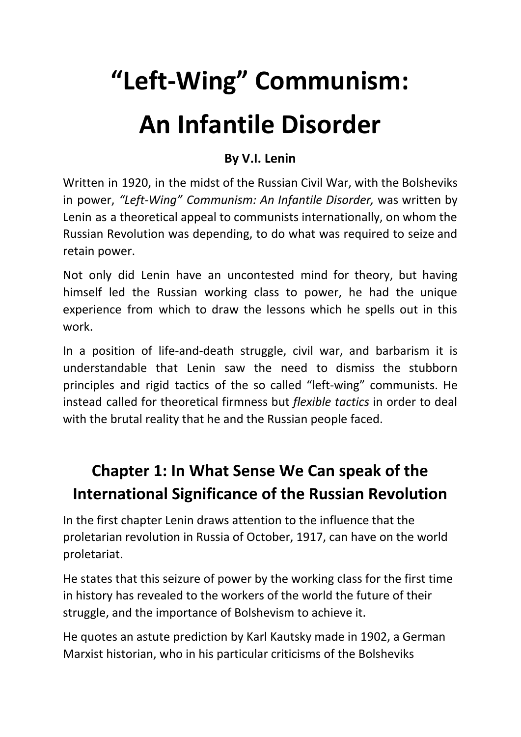# "Left-Wing" Communism: An Infantile Disorder

**By V.I. Lenin**

Written in 1920, in the midst of the Russian Civil War, with the Bolsheviks in power, *"Left-Wing" Communism: An Infantile Disorder,* was written by Lenin as a theoretical appeal to communists internationally, on whom the Russian Revolution was depending, to do what was required to seize and retain power.

Not only did Lenin have an uncontested mind for theory, but having himself led the Russian working class to power, he had the unique experience from which to draw the lessons which he spells out in this work.

In a position of life-and-death struggle, civil war, and barbarism it is understandable that Lenin saw the need to dismiss the stubborn principles and rigid tactics of the so called "left-wing" communists. He instead called for theoretical firmness but *flexible tactics* in order to deal with the brutal reality that he and the Russian people faced.

## Chapter 1: In What Sense We Can speak of the International Significance of the Russian Revolution

In the first chapter Lenin draws attention to the influence that the proletarian revolution in Russia of October, 1917, can have on the world proletariat.

He states that this seizure of power by the working class for the first time in history has revealed to the workers of the world the future of their struggle, and the importance of Bolshevism to achieve it.

He quotes an astute prediction by Karl Kautsky made in 1902, a German Marxist historian, who in his particular criticisms of the Bolsheviks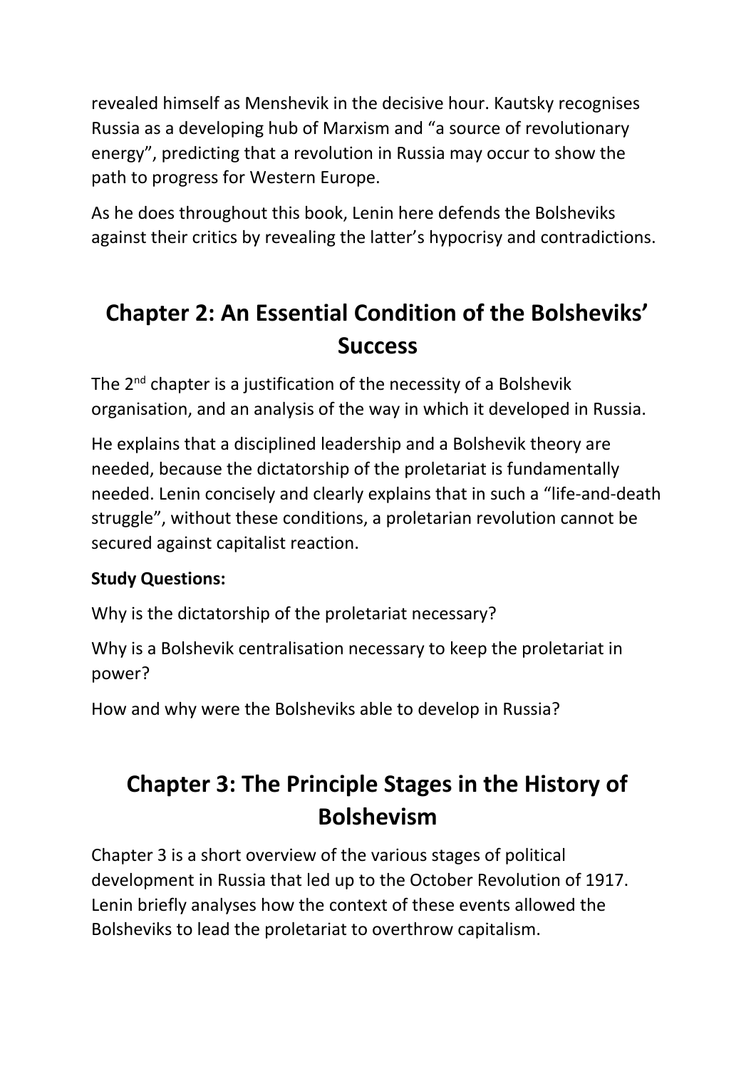revealed himself as Menshevik in the decisive hour. Kautsky recognises Russia as a developing hub of Marxism and "a source of revolutionary energy", predicting that a revolution in Russia may occur to show the path to progress for Western Europe.

As he does throughout this book, Lenin here defends the Bolsheviks against their critics by revealing the latter's hypocrisy and contradictions.

## Chapter 2: An Essential Condition of the Bolsheviks' Success

The 2nd chapter is a justification of the necessity of a Bolshevik organisation, and an analysis of the way in which it developed in Russia.

He explains that a disciplined leadership and a Bolshevik theory are needed, because the dictatorship of the proletariat is fundamentally needed. Lenin concisely and clearly explains that in such a "life-and-death struggle", without these conditions, a proletarian revolution cannot be secured against capitalist reaction.

**Study Questions:**

Why is the dictatorship of the proletariat necessary?

Why is a Bolshevik centralisation necessary to keep the proletariat in power?

How and why were the Bolsheviks able to develop in Russia?

## Chapter 3: The Principle Stages in the History of Bolshevism

Chapter 3 is a short overview of the various stages of political development in Russia that led up to the October Revolution of 1917. Lenin briefly analyses how the context of these events allowed the Bolsheviks to lead the proletariat to overthrow capitalism.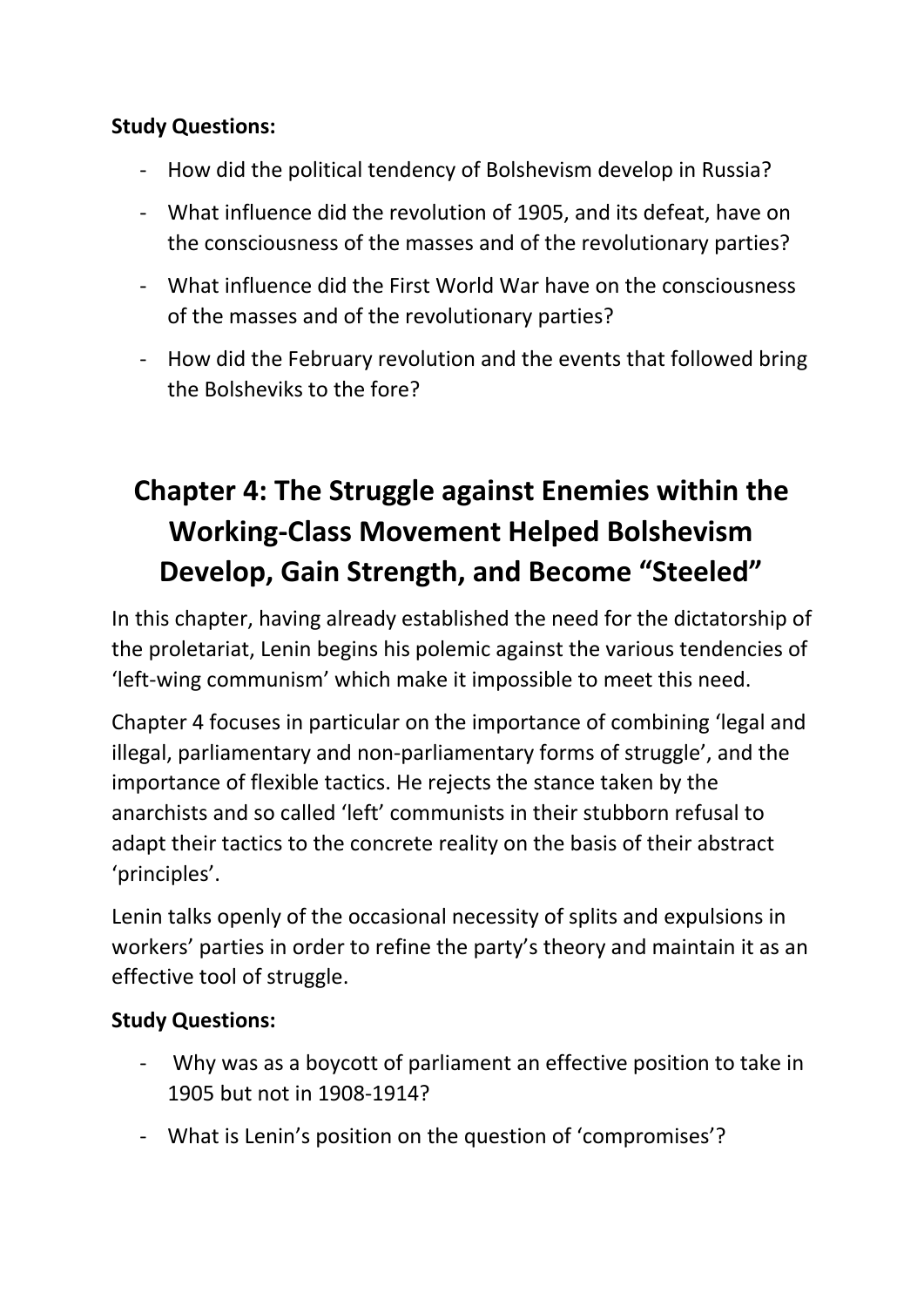**Study Questions:**

- How did the political tendency of Bolshevism develop in Russia?
- What influence did the revolution of 1905, and its defeat, have on the consciousness of the masses and of the revolutionary parties?
- What influence did the First World War have on the consciousness of the masses and of the revolutionary parties?
- How did the February revolution and the events that followed bring the Bolsheviks to the fore?

# Chapter 4: The Struggle against Enemies within the Working-Class Movement Helped Bolshevism Develop, Gain Strength, and Become "Steeled"

In this chapter, having already established the need for the dictatorship of the proletariat, Lenin begins his polemic against the various tendencies of 'left-wing communism' which make it impossible to meet this need.

Chapter 4 focuses in particular on the importance of combining 'legal and illegal, parliamentary and non-parliamentary forms of struggle', and the importance of flexible tactics. He rejects the stance taken by the anarchists and so called 'left' communists in their stubborn refusal to adapt their tactics to the concrete reality on the basis of their abstract 'principles'.

Lenin talks openly of the occasional necessity of splits and expulsions in workers' parties in order to refine the party's theory and maintain it as an effective tool of struggle.

**Study Questions:**

- Why was as a boycott of parliament an effective position to take in 1905 but not in 1908-1914?
- What is Lenin's position on the question of 'compromises'?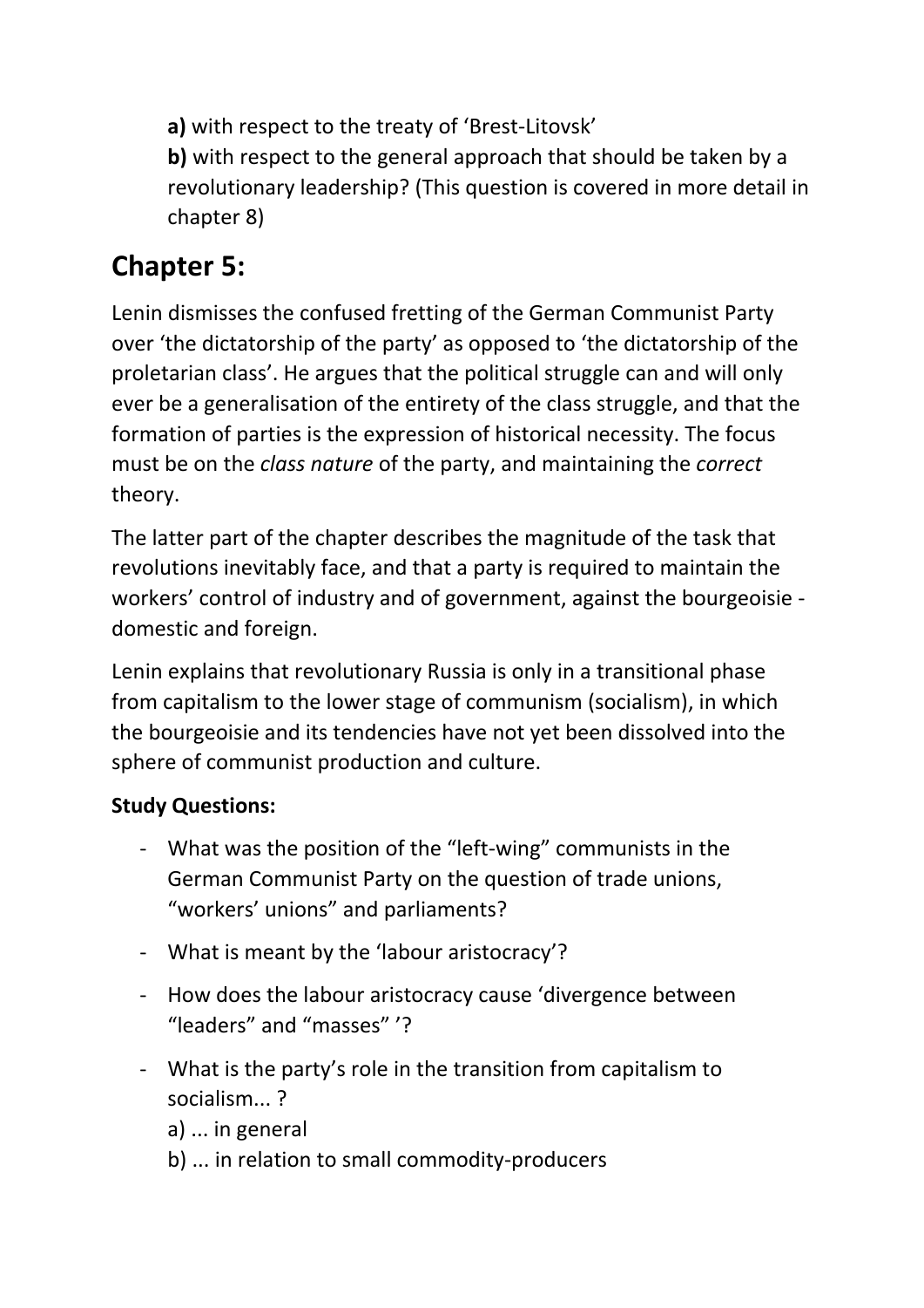**a)** with respect to the treaty of 'Brest-Litovsk'
**b)** with respect to the general approach that should be taken by a revolutionary leadership? (This question is covered in more detail in chapter 8)

## Chapter 5:

Lenin dismisses the confused fretting of the German Communist Party over 'the dictatorship of the party' as opposed to 'the dictatorship of the proletarian class'. He argues that the political struggle can and will only ever be a generalisation of the entirety of the class struggle, and that the formation of parties is the expression of historical necessity. The focus must be on the *class nature* of the party, and maintaining the *correct* theory.

The latter part of the chapter describes the magnitude of the task that revolutions inevitably face, and that a party is required to maintain the workers' control of industry and of government, against the bourgeoisie - domestic and foreign.

Lenin explains that revolutionary Russia is only in a transitional phase from capitalism to the lower stage of communism (socialism), in which the bourgeoisie and its tendencies have not yet been dissolved into the sphere of communist production and culture.

**Study Questions:**

- What was the position of the "left-wing" communists in the German Communist Party on the question of trade unions, "workers' unions" and parliaments?
- What is meant by the 'labour aristocracy'?
- How does the labour aristocracy cause 'divergence between "leaders" and "masses" '?
- What is the party's role in the transition from capitalism to socialism... ?
  a) ... in general
  b) ... in relation to small commodity-producers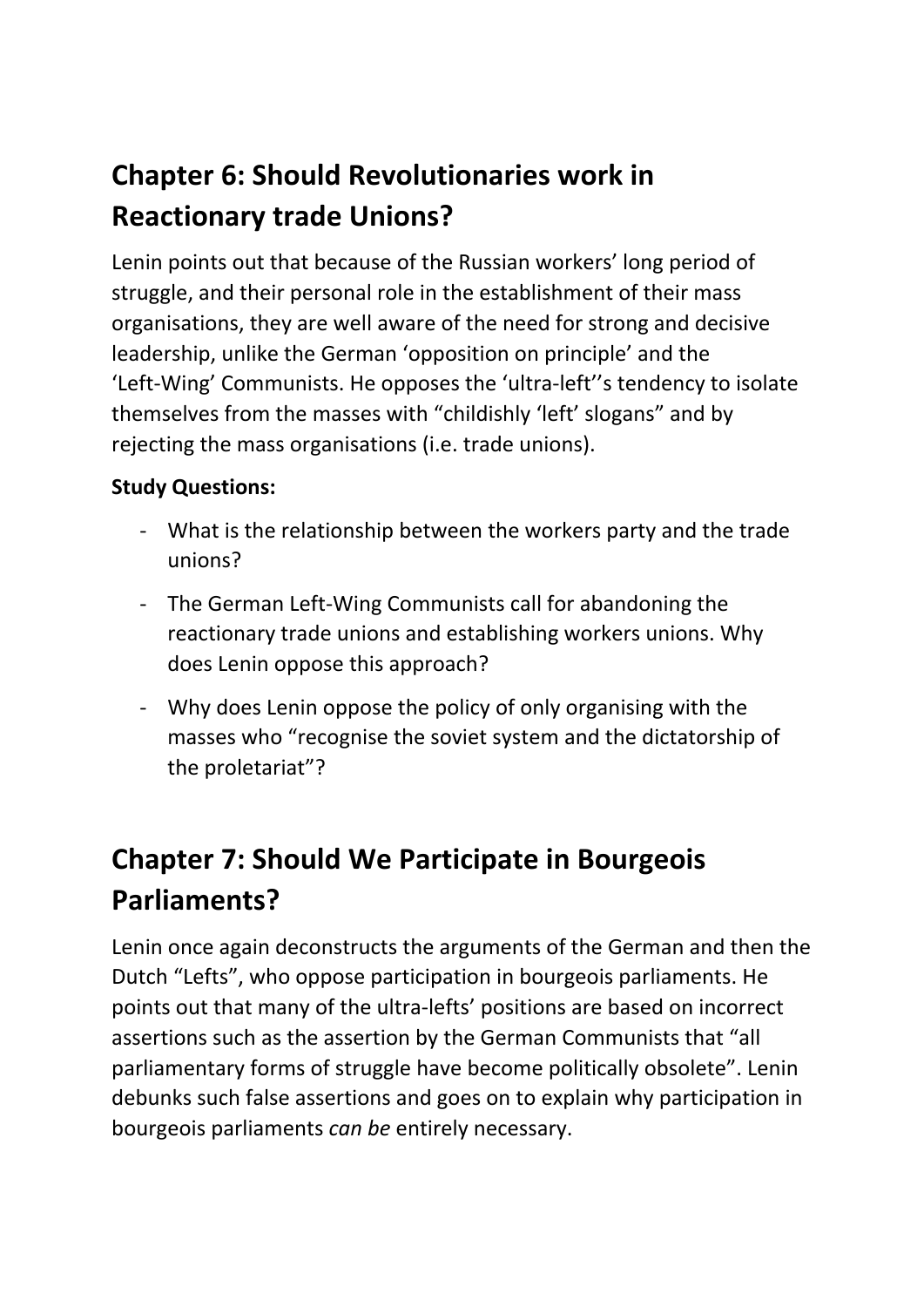## Chapter 6: Should Revolutionaries work in Reactionary trade Unions?

Lenin points out that because of the Russian workers' long period of struggle, and their personal role in the establishment of their mass organisations, they are well aware of the need for strong and decisive leadership, unlike the German 'opposition on principle' and the 'Left-Wing' Communists. He opposes the 'ultra-left''s tendency to isolate themselves from the masses with "childishly 'left' slogans" and by rejecting the mass organisations (i.e. trade unions).

**Study Questions:**

- What is the relationship between the workers party and the trade unions?
- The German Left-Wing Communists call for abandoning the reactionary trade unions and establishing workers unions. Why does Lenin oppose this approach?
- Why does Lenin oppose the policy of only organising with the masses who "recognise the soviet system and the dictatorship of the proletariat"?

## Chapter 7: Should We Participate in Bourgeois Parliaments?

Lenin once again deconstructs the arguments of the German and then the Dutch "Lefts", who oppose participation in bourgeois parliaments. He points out that many of the ultra-lefts' positions are based on incorrect assertions such as the assertion by the German Communists that "all parliamentary forms of struggle have become politically obsolete". Lenin debunks such false assertions and goes on to explain why participation in bourgeois parliaments *can be* entirely necessary.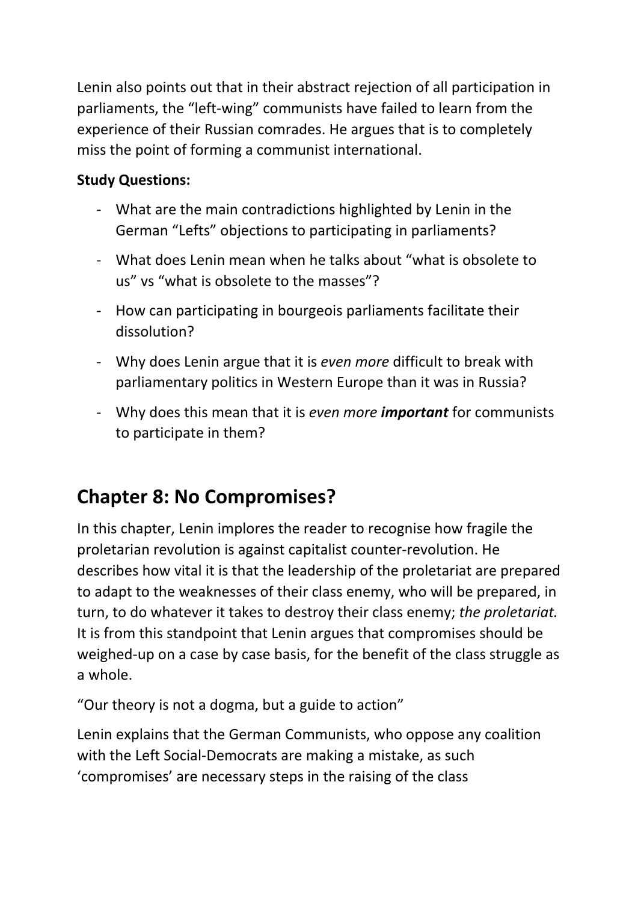Lenin also points out that in their abstract rejection of all participation in parliaments, the "left-wing" communists have failed to learn from the experience of their Russian comrades. He argues that is to completely miss the point of forming a communist international.

**Study Questions:**

- What are the main contradictions highlighted by Lenin in the German "Lefts" objections to participating in parliaments?
- What does Lenin mean when he talks about "what is obsolete to us" vs "what is obsolete to the masses"?
- How can participating in bourgeois parliaments facilitate their dissolution?
- Why does Lenin argue that it is *even more* difficult to break with parliamentary politics in Western Europe than it was in Russia?
- Why does this mean that it is *even more **important*** for communists to participate in them?

## Chapter 8: No Compromises?

In this chapter, Lenin implores the reader to recognise how fragile the proletarian revolution is against capitalist counter-revolution. He describes how vital it is that the leadership of the proletariat are prepared to adapt to the weaknesses of their class enemy, who will be prepared, in turn, to do whatever it takes to destroy their class enemy; *the proletariat.* It is from this standpoint that Lenin argues that compromises should be weighed-up on a case by case basis, for the benefit of the class struggle as a whole.

"Our theory is not a dogma, but a guide to action"

Lenin explains that the German Communists, who oppose any coalition with the Left Social-Democrats are making a mistake, as such 'compromises' are necessary steps in the raising of the class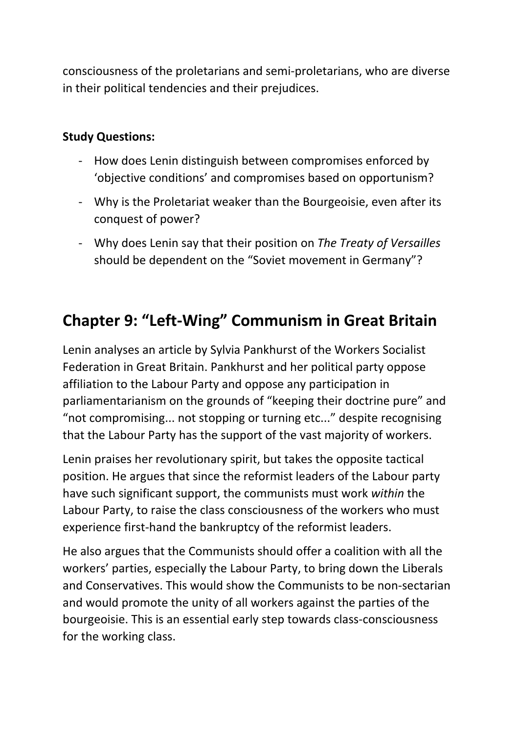consciousness of the proletarians and semi-proletarians, who are diverse in their political tendencies and their prejudices.

**Study Questions:**

- How does Lenin distinguish between compromises enforced by 'objective conditions' and compromises based on opportunism?
- Why is the Proletariat weaker than the Bourgeoisie, even after its conquest of power?
- Why does Lenin say that their position on *The Treaty of Versailles* should be dependent on the "Soviet movement in Germany"?

## Chapter 9: "Left-Wing" Communism in Great Britain

Lenin analyses an article by Sylvia Pankhurst of the Workers Socialist Federation in Great Britain. Pankhurst and her political party oppose affiliation to the Labour Party and oppose any participation in parliamentarianism on the grounds of "keeping their doctrine pure" and "not compromising... not stopping or turning etc..." despite recognising that the Labour Party has the support of the vast majority of workers.

Lenin praises her revolutionary spirit, but takes the opposite tactical position. He argues that since the reformist leaders of the Labour party have such significant support, the communists must work *within* the Labour Party, to raise the class consciousness of the workers who must experience first-hand the bankruptcy of the reformist leaders.

He also argues that the Communists should offer a coalition with all the workers' parties, especially the Labour Party, to bring down the Liberals and Conservatives. This would show the Communists to be non-sectarian and would promote the unity of all workers against the parties of the bourgeoisie. This is an essential early step towards class-consciousness for the working class.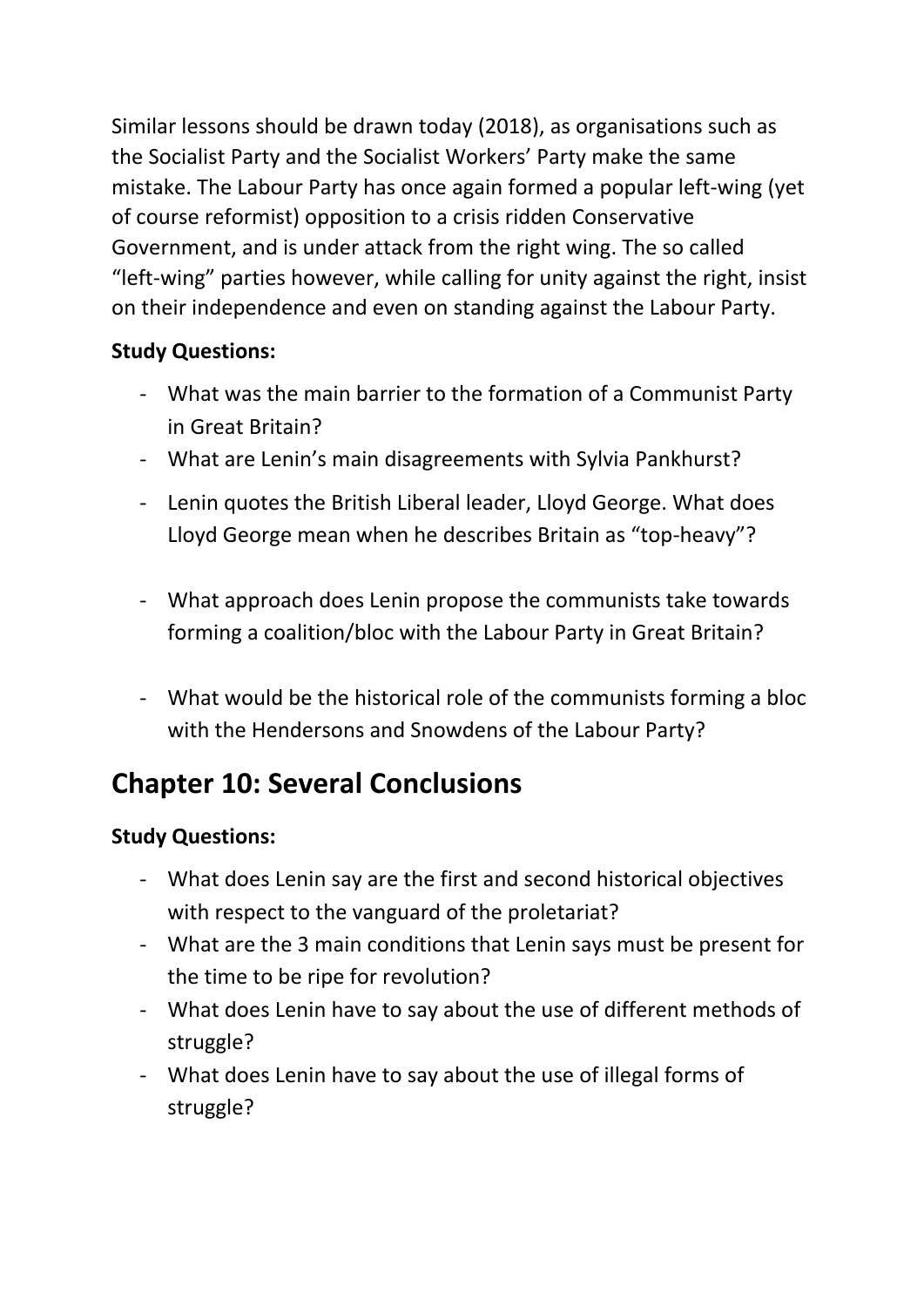Similar lessons should be drawn today (2018), as organisations such as the Socialist Party and the Socialist Workers' Party make the same mistake. The Labour Party has once again formed a popular left-wing (yet of course reformist) opposition to a crisis ridden Conservative Government, and is under attack from the right wing. The so called "left-wing" parties however, while calling for unity against the right, insist on their independence and even on standing against the Labour Party.

**Study Questions:**

- What was the main barrier to the formation of a Communist Party in Great Britain?
- What are Lenin's main disagreements with Sylvia Pankhurst?
- Lenin quotes the British Liberal leader, Lloyd George. What does Lloyd George mean when he describes Britain as "top-heavy"?
- What approach does Lenin propose the communists take towards forming a coalition/bloc with the Labour Party in Great Britain?
- What would be the historical role of the communists forming a bloc with the Hendersons and Snowdens of the Labour Party?

## Chapter 10: Several Conclusions

**Study Questions:**

- What does Lenin say are the first and second historical objectives with respect to the vanguard of the proletariat?
- What are the 3 main conditions that Lenin says must be present for the time to be ripe for revolution?
- What does Lenin have to say about the use of different methods of struggle?
- What does Lenin have to say about the use of illegal forms of struggle?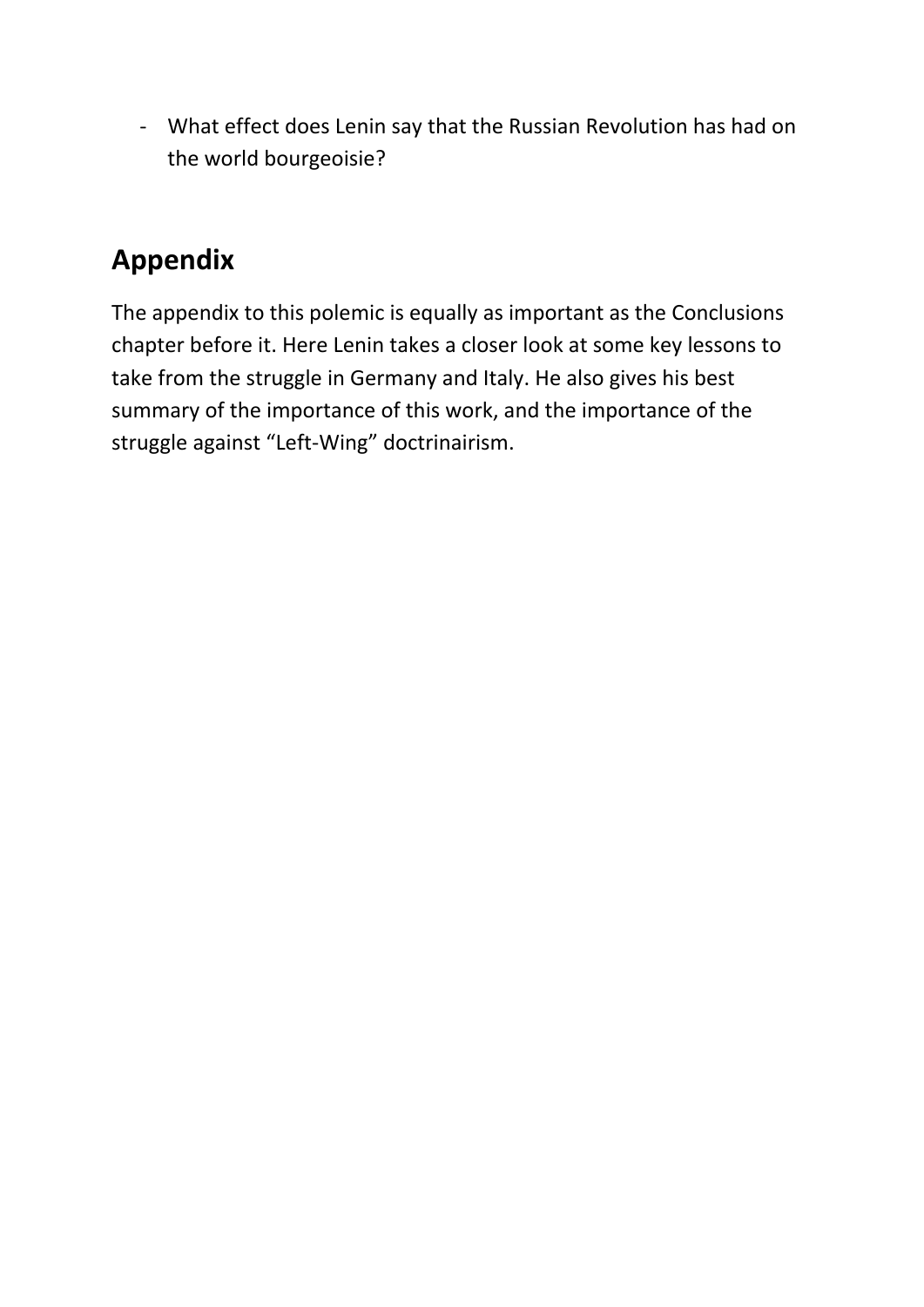- What effect does Lenin say that the Russian Revolution has had on the world bourgeoisie?

## Appendix

The appendix to this polemic is equally as important as the Conclusions chapter before it. Here Lenin takes a closer look at some key lessons to take from the struggle in Germany and Italy. He also gives his best summary of the importance of this work, and the importance of the struggle against “Left-Wing” doctrinairism.